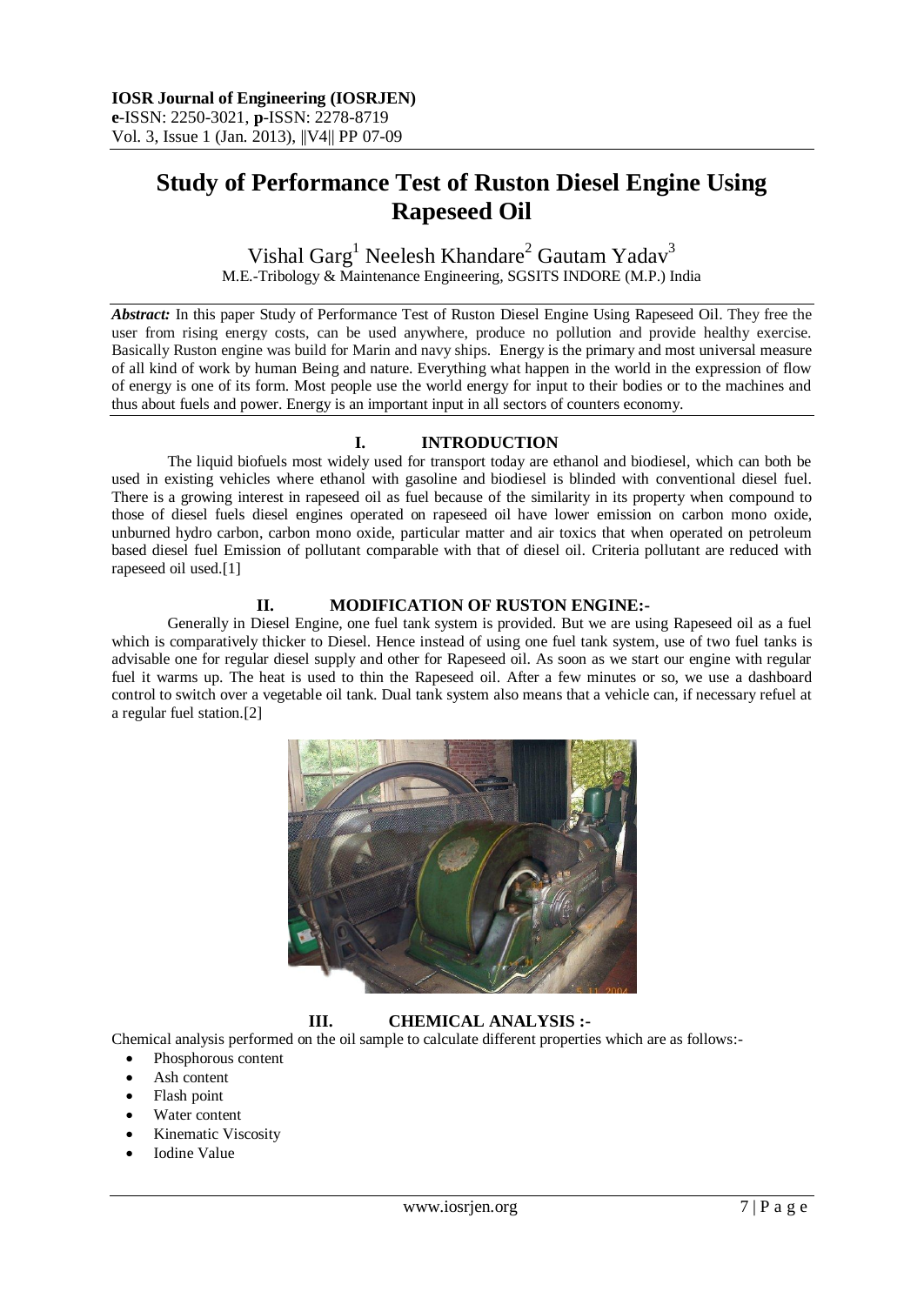# Study of Performance Test of Ruston Diesel Engine Using Rapeseed Oil

Vishal Garg[1] Neelesh Khandare[2] Gautam Yadav[3]

M.E.-Tribology & Maintenance Engineering, SGSITS INDORE (M.P.) India

***Abstract:*** In this paper Study of Performance Test of Ruston Diesel Engine Using Rapeseed Oil. They free the user from rising energy costs, can be used anywhere, produce no pollution and provide healthy exercise. Basically Ruston engine was build for Marin and navy ships. Energy is the primary and most universal measure of all kind of work by human Being and nature. Everything what happen in the world in the expression of flow of energy is one of its form. Most people use the world energy for input to their bodies or to the machines and thus about fuels and power. Energy is an important input in all sectors of counters economy.

## I. INTRODUCTION

The liquid biofuels most widely used for transport today are ethanol and biodiesel, which can both be used in existing vehicles where ethanol with gasoline and biodiesel is blinded with conventional diesel fuel. There is a growing interest in rapeseed oil as fuel because of the similarity in its property when compound to those of diesel fuels diesel engines operated on rapeseed oil have lower emission on carbon mono oxide, unburned hydro carbon, carbon mono oxide, particular matter and air toxics that when operated on petroleum based diesel fuel Emission of pollutant comparable with that of diesel oil. Criteria pollutant are reduced with rapeseed oil used.[1]

## II. MODIFICATION OF RUSTON ENGINE:-

Generally in Diesel Engine, one fuel tank system is provided. But we are using Rapeseed oil as a fuel which is comparatively thicker to Diesel. Hence instead of using one fuel tank system, use of two fuel tanks is advisable one for regular diesel supply and other for Rapeseed oil. As soon as we start our engine with regular fuel it warms up. The heat is used to thin the Rapeseed oil. After a few minutes or so, we use a dashboard control to switch over a vegetable oil tank. Dual tank system also means that a vehicle can, if necessary refuel at a regular fuel station.[2]

## III. CHEMICAL ANALYSIS :-

Chemical analysis performed on the oil sample to calculate different properties which are as follows:-

- Phosphorous content
- Ash content
- Flash point
- Water content
- Kinematic Viscosity
- Iodine Value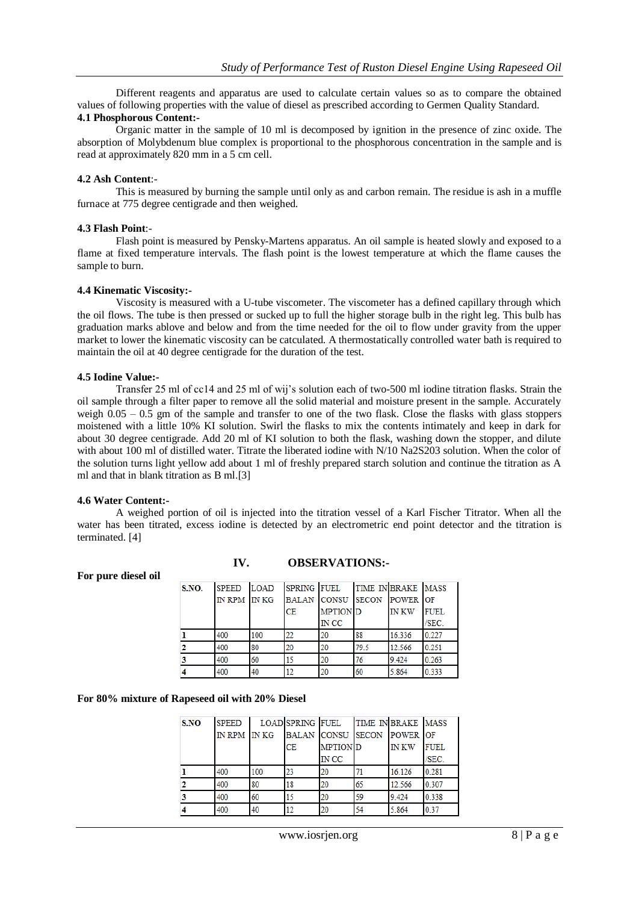Different reagents and apparatus are used to calculate certain values so as to compare the obtained values of following properties with the value of diesel as prescribed according to Germen Quality Standard.

**4.1 Phosphorous Content:-**

Organic matter in the sample of 10 ml is decomposed by ignition in the presence of zinc oxide. The absorption of Molybdenum blue complex is proportional to the phosphorous concentration in the sample and is read at approximately 820 mm in a 5 cm cell.

**4.2 Ash Content**:-

This is measured by burning the sample until only as and carbon remain. The residue is ash in a muffle furnace at 775 degree centigrade and then weighed.

**4.3 Flash Point**:-

Flash point is measured by Pensky-Martens apparatus. An oil sample is heated slowly and exposed to a flame at fixed temperature intervals. The flash point is the lowest temperature at which the flame causes the sample to burn.

**4.4 Kinematic Viscosity:-**

Viscosity is measured with a U-tube viscometer. The viscometer has a defined capillary through which the oil flows. The tube is then pressed or sucked up to full the higher storage bulb in the right leg. This bulb has graduation marks ablove and below and from the time needed for the oil to flow under gravity from the upper market to lower the kinematic viscosity can be catculated. A thermostatically controlled water bath is required to maintain the oil at 40 degree centigrade for the duration of the test.

**4.5 Iodine Value:-**

Transfer 25 ml of cc14 and 25 ml of wij's solution each of two-500 ml iodine titration flasks. Strain the oil sample through a filter paper to remove all the solid material and moisture present in the sample. Accurately weigh 0.05 – 0.5 gm of the sample and transfer to one of the two flask. Close the flasks with glass stoppers moistened with a little 10% KI solution. Swirl the flasks to mix the contents intimately and keep in dark for about 30 degree centigrade. Add 20 ml of KI solution to both the flask, washing down the stopper, and dilute with about 100 ml of distilled water. Titrate the liberated iodine with N/10 Na2S203 solution. When the color of the solution turns light yellow add about 1 ml of freshly prepared starch solution and continue the titration as A ml and that in blank titration as B ml.[3]

**4.6 Water Content:-**

A weighed portion of oil is injected into the titration vessel of a Karl Fischer Titrator. When all the water has been titrated, excess iodine is detected by an electrometric end point detector and the titration is terminated. [4]

## IV. OBSERVATIONS:-

**For pure diesel oil**

| S.NO. | SPEED IN RPM | LOAD IN KG | SPRING BALANCE | FUEL CONSUMPTION IN CC | TIME IN SECOND | BRAKE POWER IN KW | MASS OF FUEL /SEC. |
|---|---|---|---|---|---|---|---|
| 1 | 400 | 100 | 22 | 20 | 88 | 16.336 | 0.227 |
| 2 | 400 | 80 | 20 | 20 | 79.5 | 12.566 | 0.251 |
| 3 | 400 | 60 | 15 | 20 | 76 | 9.424 | 0.263 |
| 4 | 400 | 40 | 12 | 20 | 60 | 5.864 | 0.333 |

**For 80% mixture of Rapeseed oil with 20% Diesel**

| S.NO | SPEED IN RPM | LOAD IN KG | SPRING BALANCE | FUEL CONSUMPTION IN CC | TIME IN SECOND | BRAKE POWER IN KW | MASS OF FUEL /SEC. |
|---|---|---|---|---|---|---|---|
| 1 | 400 | 100 | 23 | 20 | 71 | 16.126 | 0.281 |
| 2 | 400 | 80 | 18 | 20 | 65 | 12.566 | 0.307 |
| 3 | 400 | 60 | 15 | 20 | 59 | 9.424 | 0.338 |
| 4 | 400 | 40 | 12 | 20 | 54 | 5.864 | 0.37 |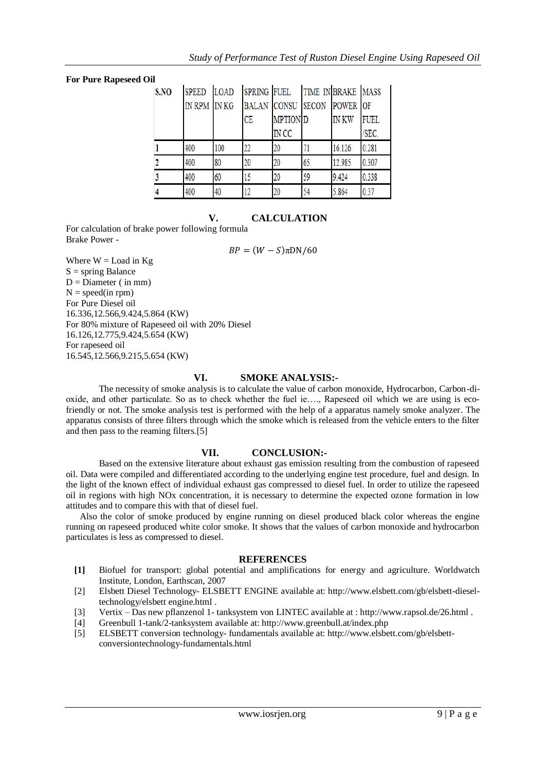**For Pure Rapeseed Oil**

| S.NO | SPEED IN RPM | LOAD IN KG | SPRING BALANCE | FUEL CONSUMPTION IN CC | TIME IN SECOND | BRAKE POWER IN KW | MASS OF FUEL /SEC. |
|---|---|---|---|---|---|---|---|
| 1 | 400 | 100 | 22 | 20 | 71 | 16.126 | 0.281 |
| 2 | 400 | 80 | 20 | 20 | 65 | 12.985 | 0.307 |
| 3 | 400 | 60 | 15 | 20 | 59 | 9.424 | 0.338 |
| 4 | 400 | 40 | 12 | 20 | 54 | 5.864 | 0.37 |

## V. CALCULATION

For calculation of brake power following formula
Brake Power -

$$BP = (W - S)\pi DN/60$$

Where W = Load in Kg
S = spring Balance
D = Diameter ( in mm)
N = speed(in rpm)
For Pure Diesel oil
16.336,12.566,9.424,5.864 (KW)
For 80% mixture of Rapeseed oil with 20% Diesel
16.126,12.775,9.424,5.654 (KW)
For rapeseed oil
16.545,12.566,9.215,5.654 (KW)

## VI. SMOKE ANALYSIS:-

The necessity of smoke analysis is to calculate the value of carbon monoxide, Hydrocarbon, Carbon-di-oxide, and other particulate. So as to check whether the fuel ie…., Rapeseed oil which we are using is eco-friendly or not. The smoke analysis test is performed with the help of a apparatus namely smoke analyzer. The apparatus consists of three filters through which the smoke which is released from the vehicle enters to the filter and then pass to the reaming filters.[5]

## VII. CONCLUSION:-

Based on the extensive literature about exhaust gas emission resulting from the combustion of rapeseed oil. Data were compiled and differentiated according to the underlying engine test procedure, fuel and design. In the light of the known effect of individual exhaust gas compressed to diesel fuel. In order to utilize the rapeseed oil in regions with high NOx concentration, it is necessary to determine the expected ozone formation in low attitudes and to compare this with that of diesel fuel.

Also the color of smoke produced by engine running on diesel produced black color whereas the engine running on rapeseed produced white color smoke. It shows that the values of carbon monoxide and hydrocarbon particulates is less as compressed to diesel.

## REFERENCES

- **[1]** Biofuel for transport: global potential and amplifications for energy and agriculture. Worldwatch Institute, London, Earthscan, 2007
- [2] Elsbett Diesel Technology- ELSBETT ENGINE available at: http://www.elsbett.com/gb/elsbett-diesel-technology/elsbett engine.html .
- [3] Vertix – Das new pflanzenol 1- tanksystem von LINTEC available at : http://www.rapsol.de/26.html .
- [4] Greenbull 1-tank/2-tanksystem available at: http://www.greenbull.at/index.php
- [5] ELSBETT conversion technology- fundamentals available at: http://www.elsbett.com/gb/elsbett-conversiontechnology-fundamentals.html